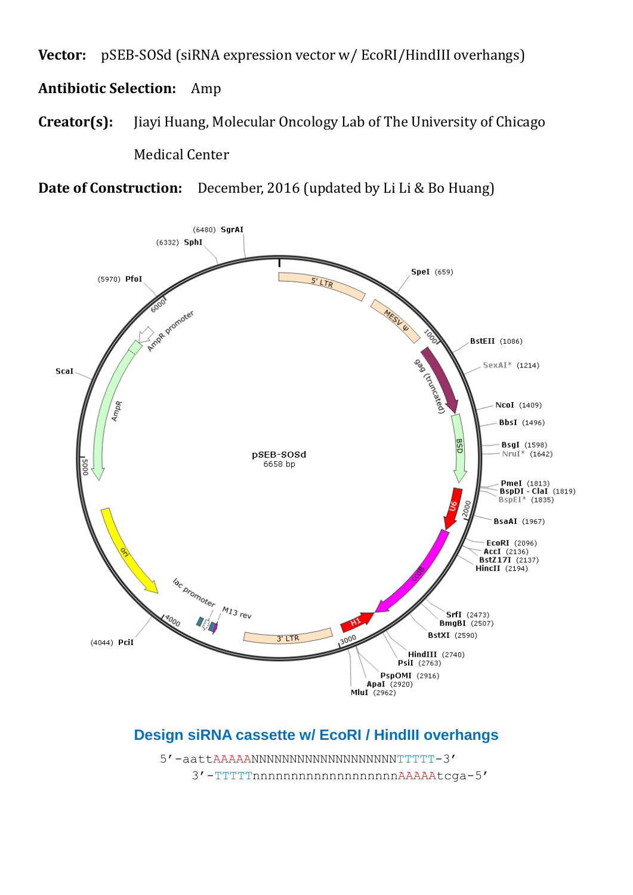**Vector:** pSEB-SOSd (siRNA expression vector w/ EcoRI/HindIII overhangs)

**Antibiotic Selection:** Amp

**Creator(s):** Jiayi Huang, Molecular Oncology Lab of The University of Chicago Medical Center

**Date of Construction:** December, 2016 (updated by Li Li & Bo Huang)

pSEB-SOSd
6658 bp

(6480) SgrAI
(6332) SphI
(5970) PfoI
ScaI
(4044) PciI
SpeI (659)
BstEII (1086)
SexAI* (1214)
NcoI (1409)
BbsI (1496)
BsgI (1598)
NruI* (1642)
PmeI (1813)
BspDI - ClaI (1819)
BspEI* (1835)
BsaAI (1967)
EcoRI (2096)
AccI (2136)
BstZ17I (2137)
HincII (2194)
SrfI (2473)
BmgBI (2507)
BstXI (2590)
HindIII (2740)
PsiI (2763)
PspOMI (2916)
ApaI (2920)
MluI (2962)

5' LTR, MESV ψ, gag (truncated), BSD, U6, ccdB, H1, 3' LTR, M13 rev, lac promoter, ori, AmpR, AmpR promoter

## Design siRNA cassette w/ EcoRI / HindIII overhangs

```
5'-aattAAAAANNNNNNNNNNNNNNNNNNNTTTTT-3'
     3'-TTTTTnnnnnnnnnnnnnnnnnnnAAAAAtcga-5'
```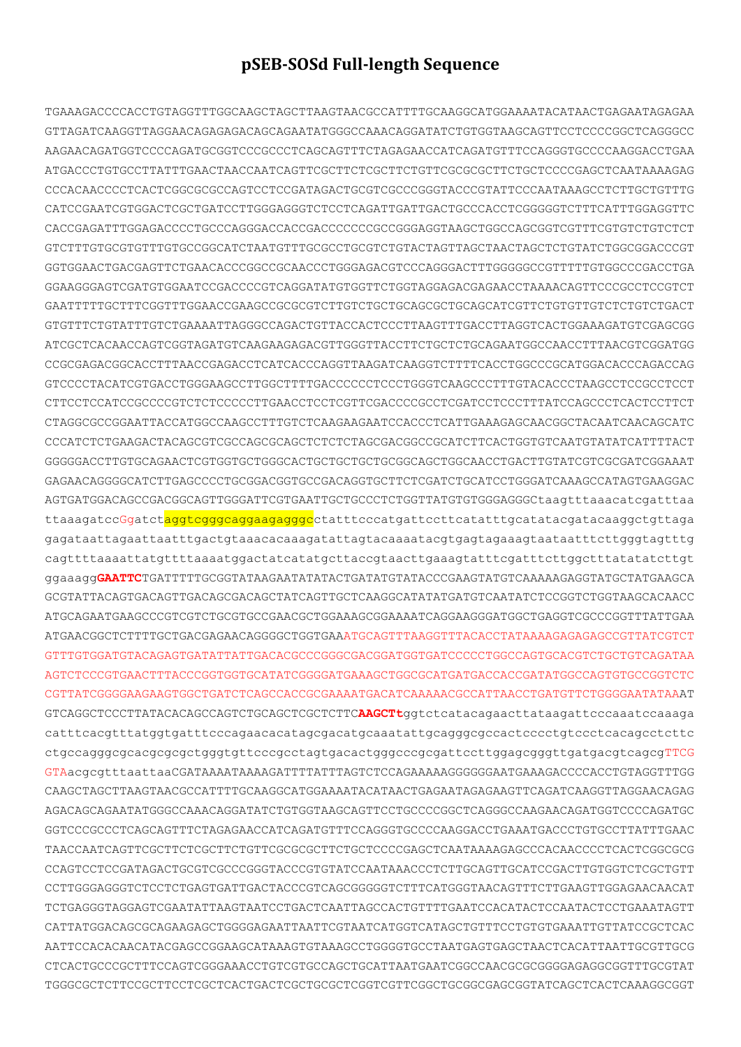# pSEB-SOSd Full-length Sequence

TGAAAGACCCCACCTGTAGGTTTGGCAAGCTAGCTTAAGTAACGCCATTTTGCAAGGCATGGAAAATACATAACTGAGAATAGAGAA
GTTAGATCAAGGTTAGGAACAGAGAGACAGCAGAATATGGGCCAAACAGGATATCTGTGGTAAGCAGTTCCTCCCCGGCTCAGGGCC
AAGAACAGATGGTCCCCAGATGCGGTCCCGCCCTCAGCAGTTTCTAGAGAACCATCAGATGTTTCCAGGGTGCCCCAAGGACCTGAA
ATGACCCTGTGCCTTATTTGAACTAACCAATCAGTTCGCTTCTCGCTTCTGTTCGCGCGCTTCTGCTCCCCGAGCTCAATAAAAGAG
CCCACAACCCCTCACTCGGCGCGCCAGTCCTCCGATAGACTGCGTCGCCCGGGTACCCGTATTCCCAATAAAGCCTCTTGCTGTTTG
CATCCGAATCGTGGACTCGCTGATCCTTGGGAGGGTCTCCTCAGATTGATTGACTGCCCACCTCGGGGGTCTTTCATTTGGAGGTTC
CACCGAGATTTGGAGACCCCTGCCCAGGGACCACCGACCCCCCCGCCGGGAGGTAAGCTGGCCAGCGGTCGTTTCGTGTCTGTCTCT
GTCTTTGTGCGTGTTTGTGCCGGCATCTAATGTTTGCGCCTGCGTCTGTACTAGTTAGCTAACTAGCTCTGTATCTGGCGGACCCGT
GGTGGAACTGACGAGTTCTGAACACCCGGCCGCAACCCTGGGAGACGTCCCAGGGACTTTGGGGGCCGTTTTTGTGGCCCGACCTGA
GGAAGGGAGTCGATGTGGAATCCGACCCCGTCAGGATATGTGGTTCTGGTAGGAGACGAGAACCTAAAACAGTTCCCGCCTCCGTCT
GAATTTTTGCTTTCGGTTTGGAACCGAAGCCGCGCGTCTTGTCTGCTGCAGCGCTGCAGCATCGTTCTGTGTTGTCTCTGTCTGACT
GTGTTTCTGTATTTGTCTGAAAATTAGGGCCAGACTGTTACCACTCCCTTAAGTTTGACCTTAGGTCACTGGAAAGATGTCGAGCGG
ATCGCTCACAACCAGTCGGTAGATGTCAAGAAGAGACGTTGGGTTACCTTCTGCTCTGCAGAATGGCCAACCTTTAACGTCGGATGG
CCGCGAGACGGCACCTTTAACCGAGACCTCATCACCCAGGTTAAGATCAAGGTCTTTTCACCTGGCCCGCATGGACACCCAGACCAG
GTCCCCTACATCGTGACCTGGGAAGCCTTGGCTTTTGACCCCCCTCCCTGGGTCAAGCCCTTTGTACACCCTAAGCCTCCGCCTCCT
CTTCCTCCATCCGCCCCGTCTCTCCCCCTTGAACCTCCTCGTTCGACCCCGCCTCGATCCTCCCTTTATCCAGCCCTCACTCCTTCT
CTAGGCGCCGGAATTACCATGGCCAAGCCTTTGTCTCAAGAAGAATCCACCCTCATTGAAAGAGCAACGGCTACAATCAACAGCATC
CCCATCTCTGAAGACTACAGCGTCGCCAGCGCAGCTCTCTCTAGCGACGGCCGCATCTTCACTGGTGTCAATGTATATCATTTTACT
GGGGGACCTTGTGCAGAACTCGTGGTGCTGGGCACTGCTGCTGCTGCGGCAGCTGGCAACCTGACTTGTATCGTCGCGATCGGAAAT
GAGAACAGGGGCATCTTGAGCCCCTGCGGACGGTGCCGACAGGTGCTTCTCGATCTGCATCCTGGGATCAAAGCCATAGTGAAGGAC
AGTGATGGACAGCCGACGGCAGTTGGGATTCGTGAATTGCTGCCCTCTGGTTATGTGTGGGAGGGCtaagtttaaacatcgatttaa
ttaaagatccGgatctaggtcgggcaggaagagggcctatttcccatgattccttcatatttgcatatacgatacaaggctgttaga
gagataattagaattaatttgactgtaaacacaaagatattagtacaaaatacgtgagtagaaagtaataatttcttgggtagtttg
cagttttaaaattatgttttaaaatggactatcatatgcttaccgtaacttgaaagtatttcgatttcttggctttatatatcttgt
ggaaagg**GAATTC**TGATTTTTGCGGTATAAGAATATATACTGATATGTATACCCGAAGTATGTCAAAAAGAGGTATGCTATGAAGCA
GCGTATTACAGTGACAGTTGACAGCGACAGCTATCAGTTGCTCAAGGCATATATGATGTCAATATCTCCGGTCTGGTAAGCACAACC
ATGCAGAATGAAGCCCGTCGTCTGCGTGCCGAACGCTGGAAAGCGGAAAATCAGGAAGGGATGGCTGAGGTCGCCCGGTTTATTGAA
ATGAACGGCTCTTTTGCTGACGAGAACAGGGGCTGGTGAAATGCAGTTTAAGGTTTACACCTATAAAAGAGAGAGCCGTTATCGTCT
GTTTGTGGATGTACAGAGTGATATTATTGACACGCCCGGGCGACGGATGGTGATCCCCCTGGCCAGTGCACGTCTGCTGTCAGATAA
AGTCTCCCGTGAACTTTACCCGGTGGTGCATATCGGGGATGAAAGCTGGCGCATGATGACCACCGATATGGCCAGTGTGCCGGTCTC
CGTTATCGGGGAAGAAGTGGCTGATCTCAGCCACCGCGAAAATGACATCAAAAACGCCATTAACCTGATGTTCTGGGGAATATAAAT
GTCAGGCTCCCTTATACACAGCCAGTCTGCAGCTCGCTCTTC**AAGCTt**ggtctcatacagaacttataagattcccaaatccaaaga
catttcacgtttatggtgatttcccagaacacatagcgacatgcaaatattgcagggcgccactcccctgtccctcacagcctcttc
ctgccagggcgcacgcgcgctgggtgttcccgcctagtgacactgggcccgcgattccttggagcgggttgatgacgtcagcgTTCG
GTAacgcgtttaattaaCGATAAAATAAAAGATTTTATTTAGTCTCCAGAAAAAGGGGGGAATGAAAGACCCCACCTGTAGGTTTGG
CAAGCTAGCTTAAGTAACGCCATTTTGCAAGGCATGGAAAATACATAACTGAGAATAGAGAAGTTCAGATCAAGGTTAGGAACAGAG
AGACAGCAGAATATGGGCCAAACAGGATATCTGTGGTAAGCAGTTCCTGCCCCGGCTCAGGGCCAAGAACAGATGGTCCCCAGATGC
GGTCCCGCCCTCAGCAGTTTCTAGAGAACCATCAGATGTTTCCAGGGTGCCCCAAGGACCTGAAATGACCCTGTGCCTTATTTGAAC
TAACCAATCAGTTCGCTTCTCGCTTCTGTTCGCGCGCTTCTGCTCCCCGAGCTCAATAAAAGAGCCCACAACCCCTCACTCGGCGCG
CCAGTCCTCCGATAGACTGCGTCGCCCGGGTACCCGTGTATCCAATAAACCCTCTTGCAGTTGCATCCGACTTGTGGTCTCGCTGTT
CCTTGGGAGGGTCTCCTCTGAGTGATTGACTACCCGTCAGCGGGGGTCTTTCATGGGTAACAGTTTCTTGAAGTTGGAGAACAACAT
TCTGAGGGTAGGAGTCGAATATTAAGTAATCCTGACTCAATTAGCCACTGTTTTGAATCCACATACTCCAATACTCCTGAAATAGTT
CATTATGGACAGCGCAGAAGAGCTGGGGAGAATTAATTCGTAATCATGGTCATAGCTGTTTCCTGTGTGAAATTGTTATCCGCTCAC
AATTCCACACAACATACGAGCCGGAAGCATAAAGTGTAAAGCCTGGGGTGCCTAATGAGTGAGCTAACTCACATTAATTGCGTTGCG
CTCACTGCCCGCTTTCCAGTCGGGAAACCTGTCGTGCCAGCTGCATTAATGAATCGGCCAACGCGCGGGGAGAGGCGGTTTGCGTAT
TGGGCGCTCTTCCGCTTCCTCGCTCACTGACTCGCTGCGCTCGGTCGTTCGGCTGCGGCGAGCGGTATCAGCTCACTCAAAGGCGGT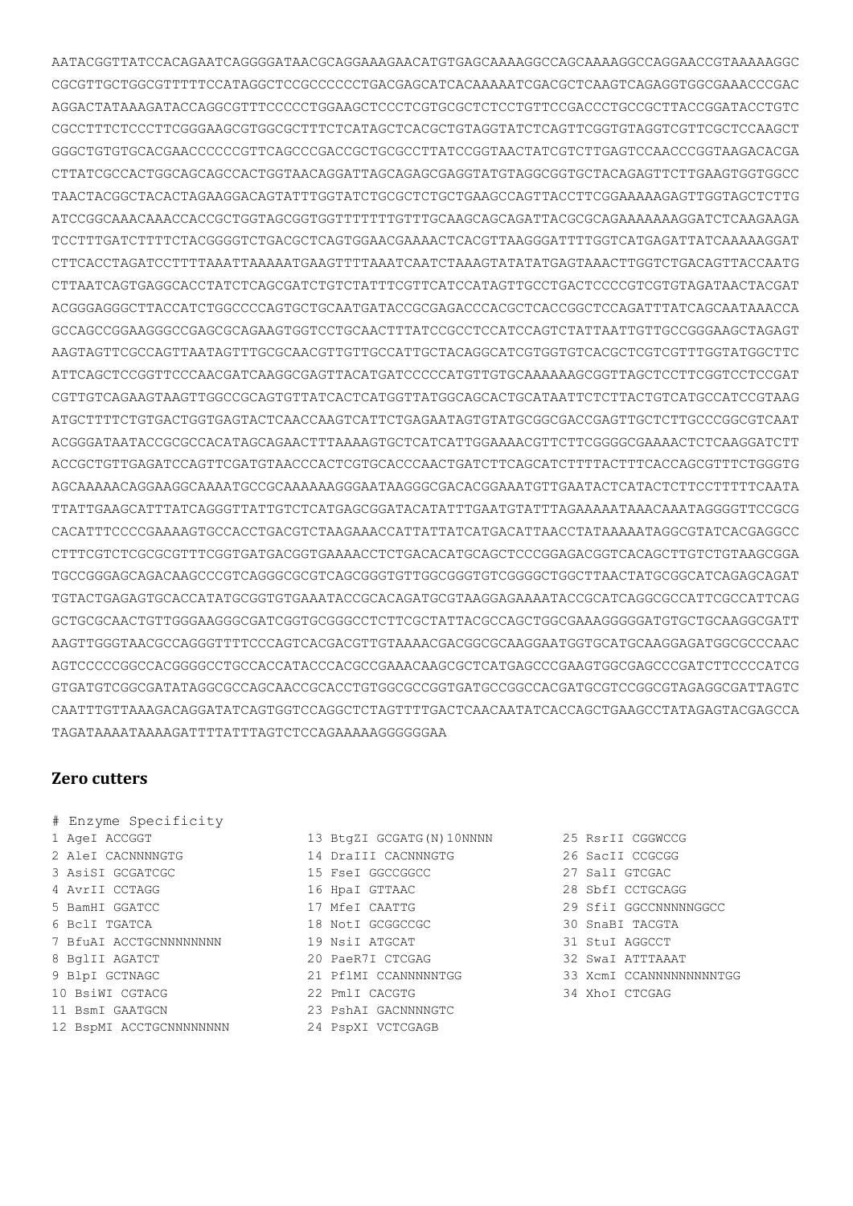```
AATACGGTTATCCACAGAATCAGGGGATAACGCAGGAAAGAACATGTGAGCAAAAGGCCAGCAAAAGGCCAGGAACCGTAAAAAGGC
CGCGTTGCTGGCGTTTTTCCATAGGCTCCGCCCCCCTGACGAGCATCACAAAAATCGACGCTCAAGTCAGAGGTGGCGAAACCCGAC
AGGACTATAAAGATACCAGGCGTTTCCCCCTGGAAGCTCCCTCGTGCGCTCTCCTGTTCCGACCCTGCCGCTTACCGGATACCTGTC
CGCCTTTCTCCCTTCGGGAAGCGTGGCGCTTTCTCATAGCTCACGCTGTAGGTATCTCAGTTCGGTGTAGGTCGTTCGCTCCAAGCT
GGGCTGTGTGCACGAACCCCCCGTTCAGCCCGACCGCTGCGCCTTATCCGGTAACTATCGTCTTGAGTCCAACCCGGTAAGACACGA
CTTATCGCCACTGGCAGCAGCCACTGGTAACAGGATTAGCAGAGCGAGGTATGTAGGCGGTGCTACAGAGTTCTTGAAGTGGTGGCC
TAACTACGGCTACACTAGAAGGACAGTATTTGGTATCTGCGCTCTGCTGAAGCCAGTTACCTTCGGAAAAAGAGTTGGTAGCTCTTG
ATCCGGCAAACAAACCACCGCTGGTAGCGGTGGTTTTTTTGTTTGCAAGCAGCAGATTACGCGCAGAAAAAAAGGATCTCAAGAAGA
TCCTTTGATCTTTTCTACGGGGTCTGACGCTCAGTGGAACGAAAACTCACGTTAAGGGATTTTGGTCATGAGATTATCAAAAAGGAT
CTTCACCTAGATCCTTTTAAATTAAAAATGAAGTTTTAAATCAATCTAAAGTATATATGAGTAAACTTGGTCTGACAGTTACCAATG
CTTAATCAGTGAGGCACCTATCTCAGCGATCTGTCTATTTCGTTCATCCATAGTTGCCTGACTCCCCGTCGTGTAGATAACTACGAT
ACGGGAGGGCTTACCATCTGGCCCCAGTGCTGCAATGATACCGCGAGACCCACGCTCACCGGCTCCAGATTTATCAGCAATAAACCA
GCCAGCCGGAAGGGCCGAGCGCAGAAGTGGTCCTGCAACTTTATCCGCCTCCATCCAGTCTATTAATTGTTGCCGGGAAGCTAGAGT
AAGTAGTTCGCCAGTTAATAGTTTGCGCAACGTTGTTGCCATTGCTACAGGCATCGTGGTGTCACGCTCGTCGTTTGGTATGGCTTC
ATTCAGCTCCGGTTCCCAACGATCAAGGCGAGTTACATGATCCCCCATGTTGTGCAAAAAAGCGGTTAGCTCCTTCGGTCCTCCGAT
CGTTGTCAGAAGTAAGTTGGCCGCAGTGTTATCACTCATGGTTATGGCAGCACTGCATAATTCTCTTACTGTCATGCCATCCGTAAG
ATGCTTTTCTGTGACTGGTGAGTACTCAACCAAGTCATTCTGAGAATAGTGTATGCGGCGACCGAGTTGCTCTTGCCCGGCGTCAAT
ACGGGATAATACCGCGCCACATAGCAGAACTTTAAAAGTGCTCATCATTGGAAAACGTTCTTCGGGGCGAAAACTCTCAAGGATCTT
ACCGCTGTTGAGATCCAGTTCGATGTAACCCACTCGTGCACCCAACTGATCTTCAGCATCTTTTACTTTCACCAGCGTTTCTGGGTG
AGCAAAAACAGGAAGGCAAAATGCCGCAAAAAAGGGAATAAGGGCGACACGGAAATGTTGAATACTCATACTCTTCCTTTTTCAATA
TTATTGAAGCATTTATCAGGGTTATTGTCTCATGAGCGGATACATATTTGAATGTATTTAGAAAAATAAACAAATAGGGGTTCCGCG
CACATTTCCCCGAAAAGTGCCACCTGACGTCTAAGAAACCATTATTATCATGACATTAACCTATAAAAATAGGCGTATCACGAGGCC
CTTTCGTCTCGCGCGTTTCGGTGATGACGGTGAAAACCTCTGACACATGCAGCTCCCGGAGACGGTCACAGCTTGTCTGTAAGCGGA
TGCCGGGAGCAGACAAGCCCGTCAGGGCGCGTCAGCGGGTGTTGGCGGGTGTCGGGGCTGGCTTAACTATGCGGCATCAGAGCAGAT
TGTACTGAGAGTGCACCATATGCGGTGTGAAATACCGCACAGATGCGTAAGGAGAAAATACCGCATCAGGCGCCATTCGCCATTCAG
GCTGCGCAACTGTTGGGAAGGGCGATCGGTGCGGGCCTCTTCGCTATTACGCCAGCTGGCGAAAGGGGGATGTGCTGCAAGGCGATT
AAGTTGGGTAACGCCAGGGTTTTCCCAGTCACGACGTTGTAAAACGACGGCGCAAGGAATGGTGCATGCAAGGAGATGGCGCCCAAC
AGTCCCCCGGCCACGGGGCCTGCCACCATACCCACGCCGAAACAAGCGCTCATGAGCCCGAAGTGGCGAGCCCGATCTTCCCCATCG
GTGATGTCGGCGATATAGGCGCCAGCAACCGCACCTGTGGCGCCGGTGATGCCGGCCACGATGCGTCCGGCGTAGAGGCGATTAGTC
CAATTTGTTAAAGACAGGATATCAGTGGTCCAGGCTCTAGTTTTGACTCAACAATATCACCAGCTGAAGCCTATAGAGTACGAGCCA
TAGATAAAATAAAAGATTTTATTTAGTCTCCAGAAAAAGGGGGGAA
```

## Zero cutters

| # | Enzyme | Specificity |
|---|---|---|
| 1 | AgeI | ACCGGT |
| 2 | AleI | CACNNNNGTG |
| 3 | AsiSI | GCGATCGC |
| 4 | AvrII | CCTAGG |
| 5 | BamHI | GGATCC |
| 6 | BclI | TGATCA |
| 7 | BfuAI | ACCTGCNNNNNNNN |
| 8 | BglII | AGATCT |
| 9 | BlpI | GCTNAGC |
| 10 | BsiWI | CGTACG |
| 11 | BsmI | GAATGCN |
| 12 | BspMI | ACCTGCNNNNNNNN |
| 13 | BtgZI | GCGATG(N)10NNNN |
| 14 | DraIII | CACNNNGTG |
| 15 | FseI | GGCCGGCC |
| 16 | HpaI | GTTAAC |
| 17 | MfeI | CAATTG |
| 18 | NotI | GCGGCCGC |
| 19 | NsiI | ATGCAT |
| 20 | PaeR7I | CTCGAG |
| 21 | PflMI | CCANNNNNTGG |
| 22 | PmlI | CACGTG |
| 23 | PshAI | GACNNNNGTC |
| 24 | PspXI | VCTCGAGB |
| 25 | RsrII | CGGWCCG |
| 26 | SacII | CCGCGG |
| 27 | SalI | GTCGAC |
| 28 | SbfI | CCTGCAGG |
| 29 | SfiI | GGCCNNNNNGGCC |
| 30 | SnaBI | TACGTA |
| 31 | StuI | AGGCCT |
| 32 | SwaI | ATTTAAAT |
| 33 | XcmI | CCANNNNNNNNNTGG |
| 34 | XhoI | CTCGAG |